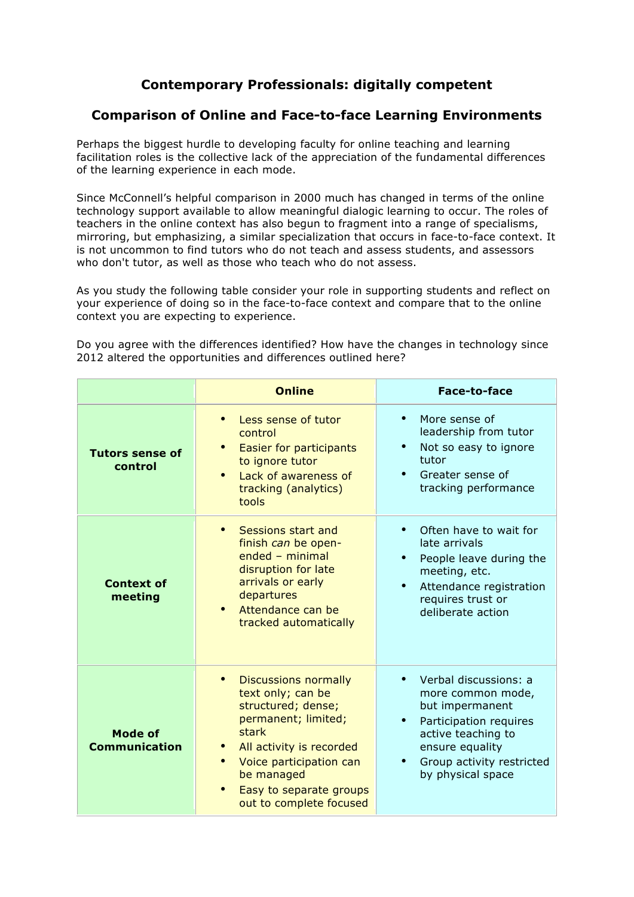## Contemporary Professionals: digitally competent

## Comparison of Online and Face-to-face Learning Environments

Perhaps the biggest hurdle to developing faculty for online teaching and learning facilitation roles is the collective lack of the appreciation of the fundamental differences of the learning experience in each mode.

Since McConnell's helpful comparison in 2000 much has changed in terms of the online technology support available to allow meaningful dialogic learning to occur. The roles of teachers in the online context has also begun to fragment into a range of specialisms, mirroring, but emphasizing, a similar specialization that occurs in face-to-face context. It is not uncommon to find tutors who do not teach and assess students, and assessors who don't tutor, as well as those who teach who do not assess.

As you study the following table consider your role in supporting students and reflect on your experience of doing so in the face-to-face context and compare that to the online context you are expecting to experience.

Do you agree with the differences identified? How have the changes in technology since 2012 altered the opportunities and differences outlined here?

| | **Online** | **Face-to-face** |
|---|---|---|
| **Tutors sense of control** | • Less sense of tutor control<br>• Easier for participants to ignore tutor<br>• Lack of awareness of tracking (analytics) tools | • More sense of leadership from tutor<br>• Not so easy to ignore tutor<br>• Greater sense of tracking performance |
| **Context of meeting** | • Sessions start and finish *can* be open-ended – minimal disruption for late arrivals or early departures<br>• Attendance can be tracked automatically | • Often have to wait for late arrivals<br>• People leave during the meeting, etc.<br>• Attendance registration requires trust or deliberate action |
| **Mode of Communication** | • Discussions normally text only; can be structured; dense; permanent; limited; stark<br>• All activity is recorded<br>• Voice participation can be managed<br>• Easy to separate groups out to complete focused | • Verbal discussions: a more common mode, but impermanent<br>• Participation requires active teaching to ensure equality<br>• Group activity restricted by physical space |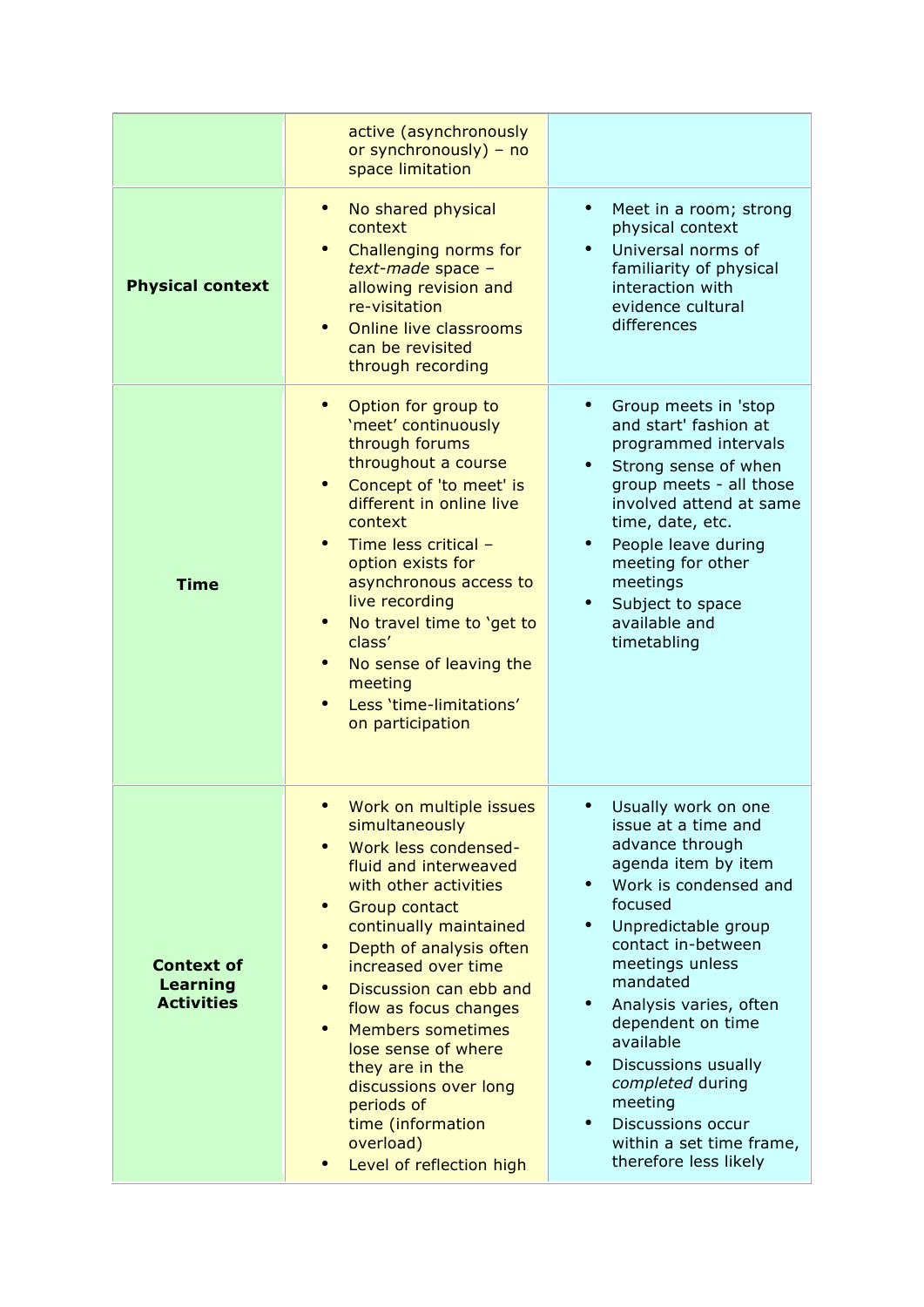| | | |
|---|---|---|
| | active (asynchronously or synchronously) – no space limitation | |
| **Physical context** | • No shared physical context<br>• Challenging norms for *text-made* space – allowing revision and re-visitation<br>• Online live classrooms can be revisited through recording | • Meet in a room; strong physical context<br>• Universal norms of familiarity of physical interaction with evidence cultural differences |
| **Time** | • Option for group to 'meet' continuously through forums throughout a course<br>• Concept of 'to meet' is different in online live context<br>• Time less critical – option exists for asynchronous access to live recording<br>• No travel time to 'get to class'<br>• No sense of leaving the meeting<br>• Less 'time-limitations' on participation | • Group meets in 'stop and start' fashion at programmed intervals<br>• Strong sense of when group meets - all those involved attend at same time, date, etc.<br>• People leave during meeting for other meetings<br>• Subject to space available and timetabling |
| **Context of Learning Activities** | • Work on multiple issues simultaneously<br>• Work less condensed- fluid and interweaved with other activities<br>• Group contact continually maintained<br>• Depth of analysis often increased over time<br>• Discussion can ebb and flow as focus changes<br>• Members sometimes lose sense of where they are in the discussions over long periods of time (information overload)<br>• Level of reflection high | • Usually work on one issue at a time and advance through agenda item by item<br>• Work is condensed and focused<br>• Unpredictable group contact in-between meetings unless mandated<br>• Analysis varies, often dependent on time available<br>• Discussions usually *completed* during meeting<br>• Discussions occur within a set time frame, therefore less likely |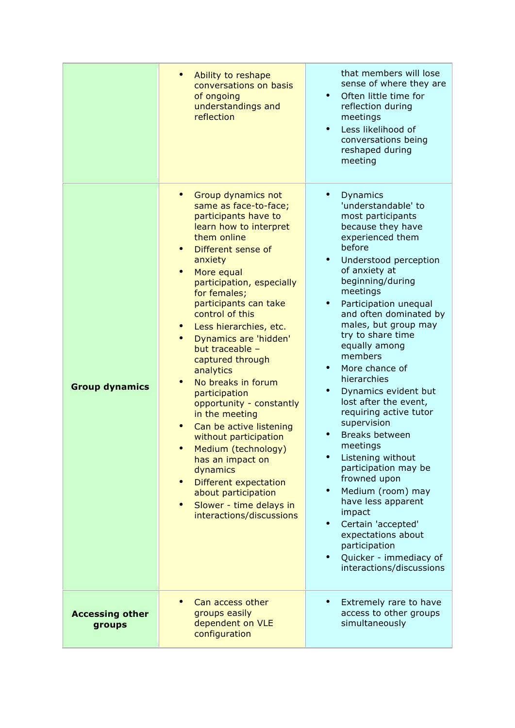| | | |
|---|---|---|
| | • Ability to reshape conversations on basis of ongoing understandings and reflection | that members will lose sense of where they are<br>• Often little time for reflection during meetings<br>• Less likelihood of conversations being reshaped during meeting |
| **Group dynamics** | • Group dynamics not same as face-to-face; participants have to learn how to interpret them online<br>• Different sense of anxiety<br>• More equal participation, especially for females; participants can take control of this<br>• Less hierarchies, etc.<br>• Dynamics are 'hidden' but traceable – captured through analytics<br>• No breaks in forum participation opportunity - constantly in the meeting<br>• Can be active listening without participation<br>• Medium (technology) has an impact on dynamics<br>• Different expectation about participation<br>• Slower - time delays in interactions/discussions | • Dynamics 'understandable' to most participants because they have experienced them before<br>• Understood perception of anxiety at beginning/during meetings<br>• Participation unequal and often dominated by males, but group may try to share time equally among members<br>• More chance of hierarchies<br>• Dynamics evident but lost after the event, requiring active tutor supervision<br>• Breaks between meetings<br>• Listening without participation may be frowned upon<br>• Medium (room) may have less apparent impact<br>• Certain 'accepted' expectations about participation<br>• Quicker - immediacy of interactions/discussions |
| **Accessing other groups** | • Can access other groups easily dependent on VLE configuration | • Extremely rare to have access to other groups simultaneously |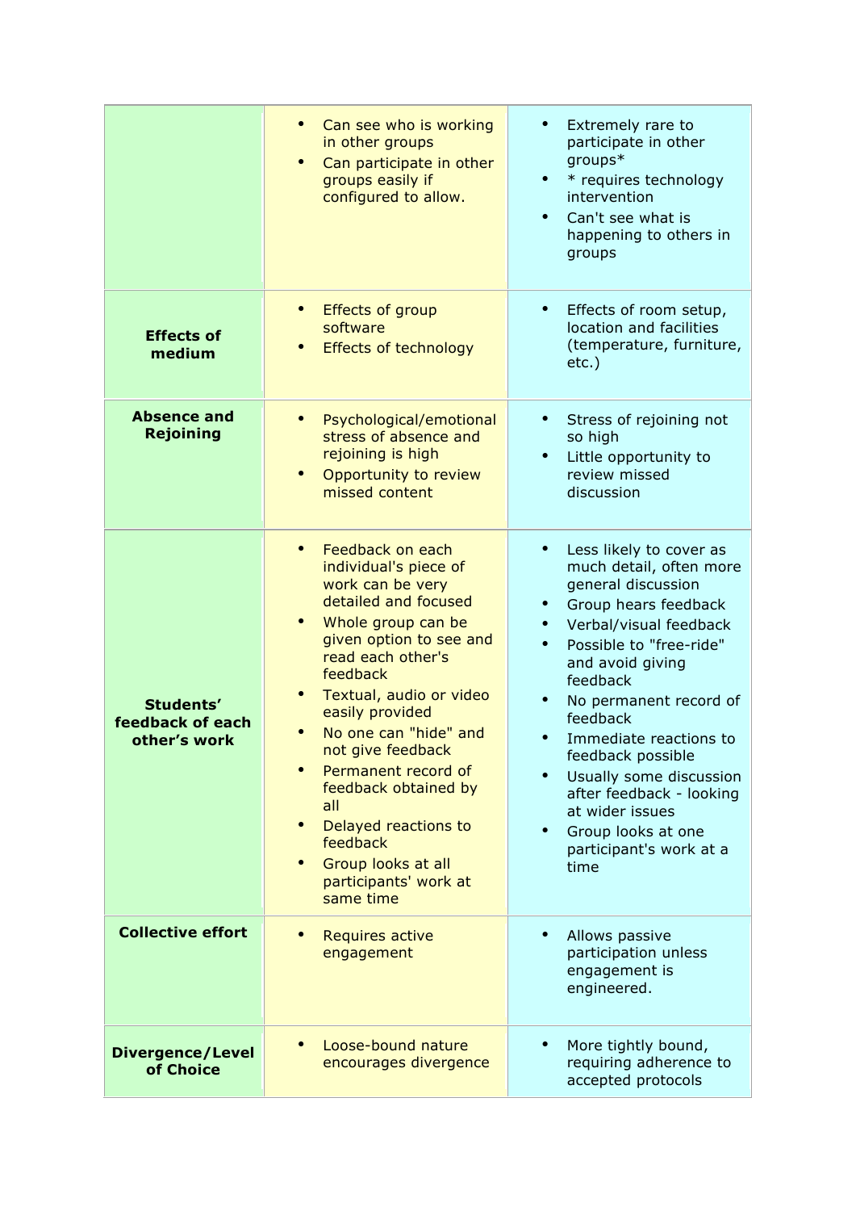| | | |
|---|---|---|
| | • Can see who is working in other groups<br>• Can participate in other groups easily if configured to allow. | • Extremely rare to participate in other groups*<br>• * requires technology intervention<br>• Can't see what is happening to others in groups |
| **Effects of medium** | • Effects of group software<br>• Effects of technology | • Effects of room setup, location and facilities (temperature, furniture, etc.) |
| **Absence and Rejoining** | • Psychological/emotional stress of absence and rejoining is high<br>• Opportunity to review missed content | • Stress of rejoining not so high<br>• Little opportunity to review missed discussion |
| **Students' feedback of each other's work** | • Feedback on each individual's piece of work can be very detailed and focused<br>• Whole group can be given option to see and read each other's feedback<br>• Textual, audio or video easily provided<br>• No one can "hide" and not give feedback<br>• Permanent record of feedback obtained by all<br>• Delayed reactions to feedback<br>• Group looks at all participants' work at same time | • Less likely to cover as much detail, often more general discussion<br>• Group hears feedback<br>• Verbal/visual feedback<br>• Possible to "free-ride" and avoid giving feedback<br>• No permanent record of feedback<br>• Immediate reactions to feedback possible<br>• Usually some discussion after feedback - looking at wider issues<br>• Group looks at one participant's work at a time |
| **Collective effort** | • Requires active engagement | • Allows passive participation unless engagement is engineered. |
| **Divergence/Level of Choice** | • Loose-bound nature encourages divergence | • More tightly bound, requiring adherence to accepted protocols |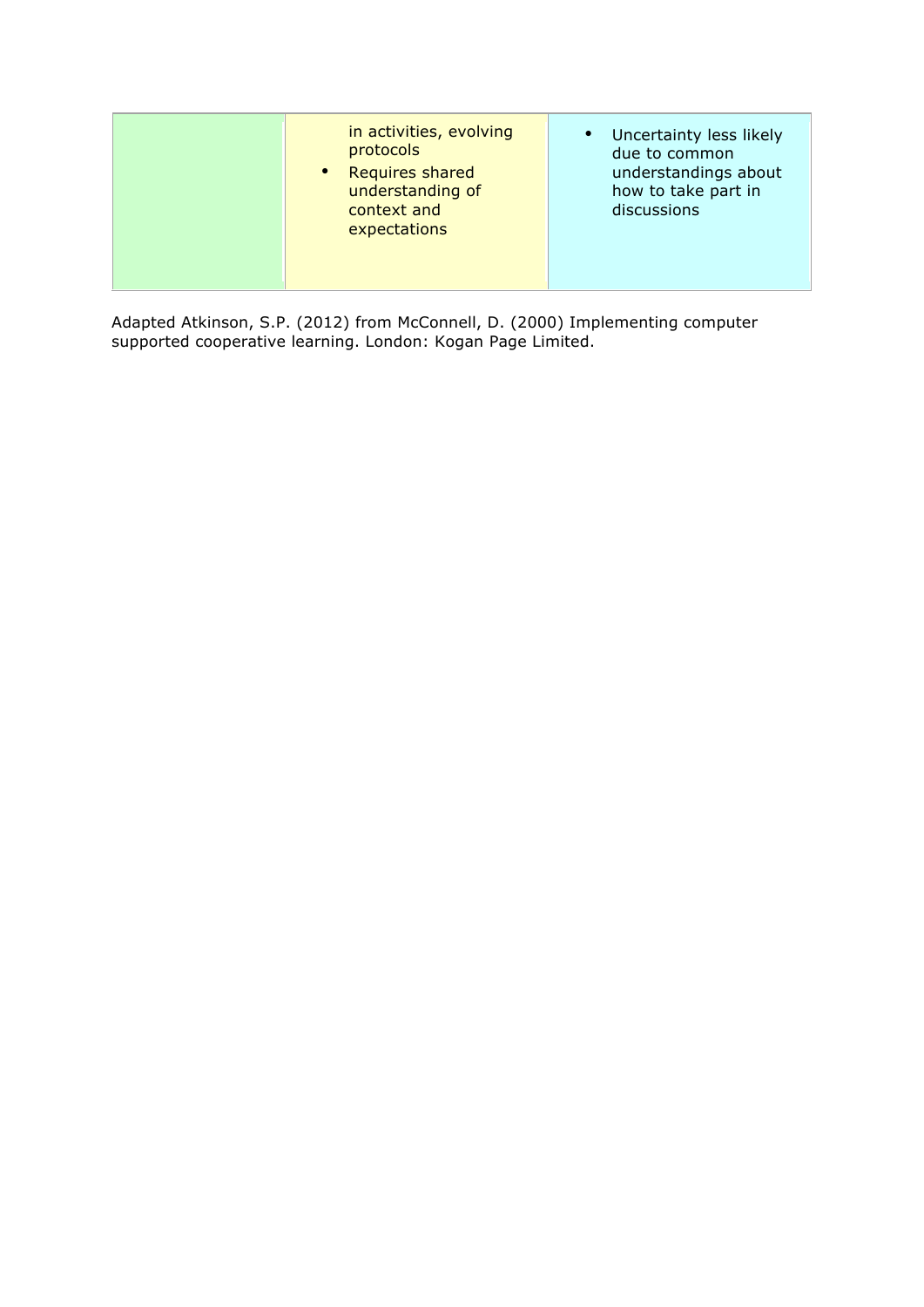| | | |
|---|---|---|
| | in activities, evolving protocols<br>• Requires shared understanding of context and expectations | • Uncertainty less likely due to common understandings about how to take part in discussions |

Adapted Atkinson, S.P. (2012) from McConnell, D. (2000) Implementing computer supported cooperative learning. London: Kogan Page Limited.